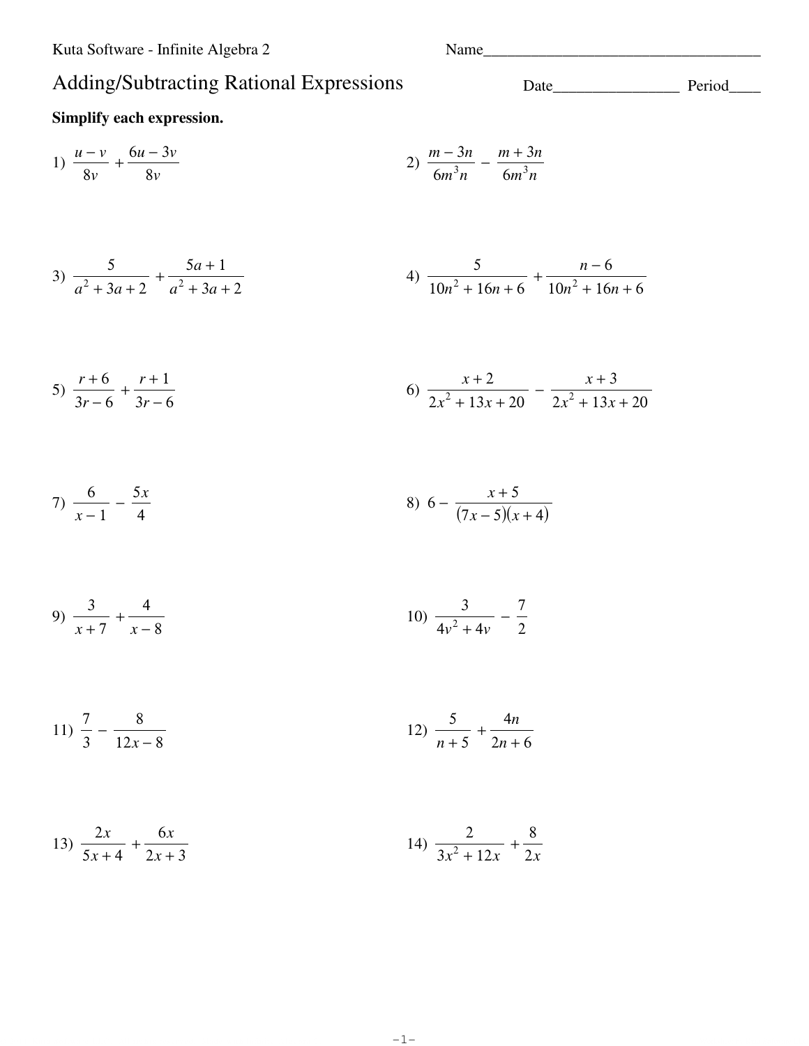Kuta Software - Infinite Algebra 2

Name___________________________________

# Adding/Subtracting Rational Expressions

Date________________ Period____

**Simplify each expression.**

1) $\dfrac{u - v}{8v} + \dfrac{6u - 3v}{8v}$

2) $\dfrac{m - 3n}{6m^3n} - \dfrac{m + 3n}{6m^3n}$

3) $\dfrac{5}{a^2 + 3a + 2} + \dfrac{5a + 1}{a^2 + 3a + 2}$

4) $\dfrac{5}{10n^2 + 16n + 6} + \dfrac{n - 6}{10n^2 + 16n + 6}$

5) $\dfrac{r + 6}{3r - 6} + \dfrac{r + 1}{3r - 6}$

6) $\dfrac{x + 2}{2x^2 + 13x + 20} - \dfrac{x + 3}{2x^2 + 13x + 20}$

7) $\dfrac{6}{x - 1} - \dfrac{5x}{4}$

8) $6 - \dfrac{x + 5}{(7x - 5)(x + 4)}$

9) $\dfrac{3}{x + 7} + \dfrac{4}{x - 8}$

10) $\dfrac{3}{4v^2 + 4v} - \dfrac{7}{2}$

11) $\dfrac{7}{3} - \dfrac{8}{12x - 8}$

12) $\dfrac{5}{n + 5} + \dfrac{4n}{2n + 6}$

13) $\dfrac{2x}{5x + 4} + \dfrac{6x}{2x + 3}$

14) $\dfrac{2}{3x^2 + 12x} + \dfrac{8}{2x}$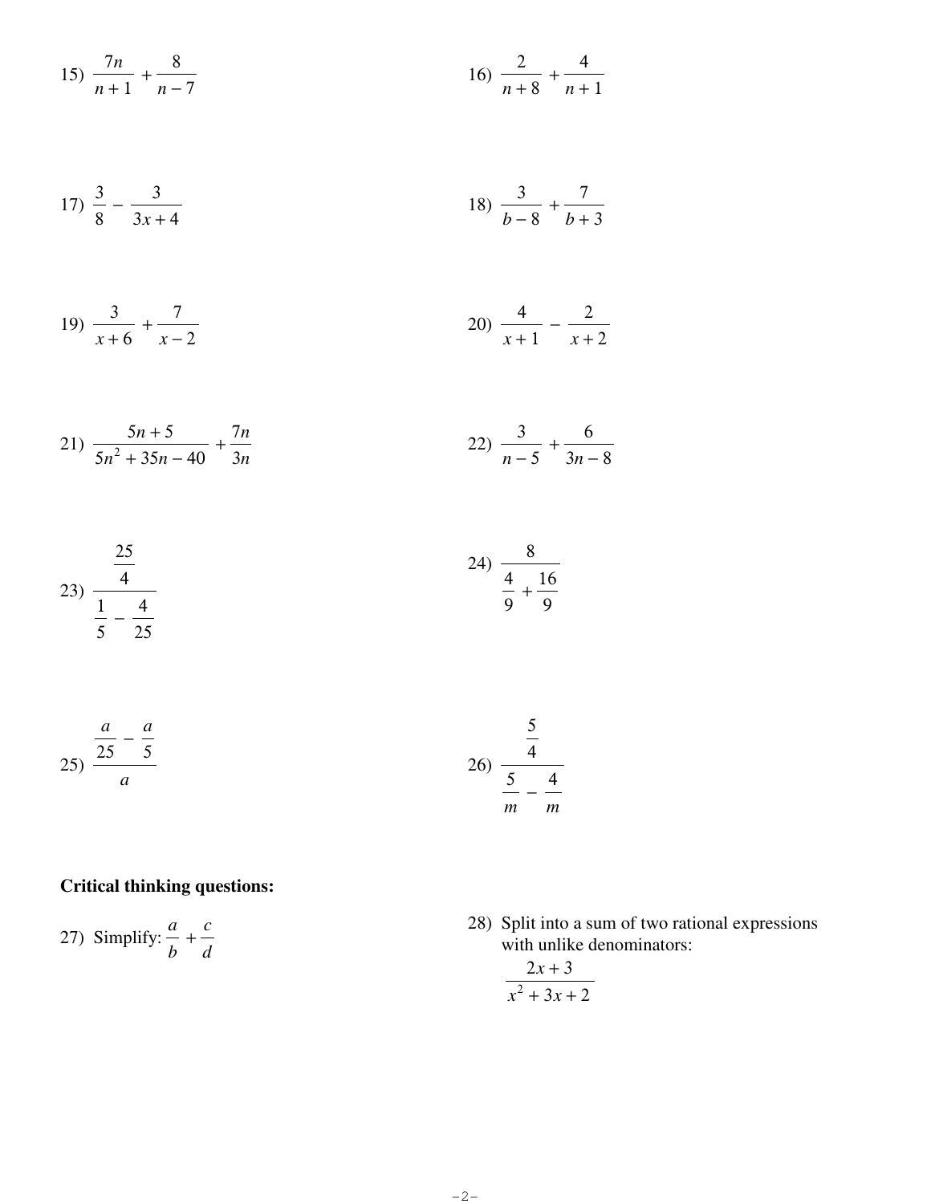15) $\dfrac{7n}{n+1} + \dfrac{8}{n-7}$

16) $\dfrac{2}{n+8} + \dfrac{4}{n+1}$

17) $\dfrac{3}{8} - \dfrac{3}{3x+4}$

18) $\dfrac{3}{b-8} + \dfrac{7}{b+3}$

19) $\dfrac{3}{x+6} + \dfrac{7}{x-2}$

20) $\dfrac{4}{x+1} - \dfrac{2}{x+2}$

21) $\dfrac{5n+5}{5n^2+35n-40} + \dfrac{7n}{3n}$

22) $\dfrac{3}{n-5} + \dfrac{6}{3n-8}$

23) $\dfrac{\frac{25}{4}}{\frac{1}{5} - \frac{4}{25}}$

24) $\dfrac{8}{\frac{4}{9} + \frac{16}{9}}$

25) $\dfrac{\frac{a}{25} - \frac{a}{5}}{a}$

26) $\dfrac{\frac{5}{4}}{\frac{5}{m} - \frac{4}{m}}$

**Critical thinking questions:**

27) Simplify: $\dfrac{a}{b} + \dfrac{c}{d}$

28) Split into a sum of two rational expressions with unlike denominators:

$$\frac{2x+3}{x^2+3x+2}$$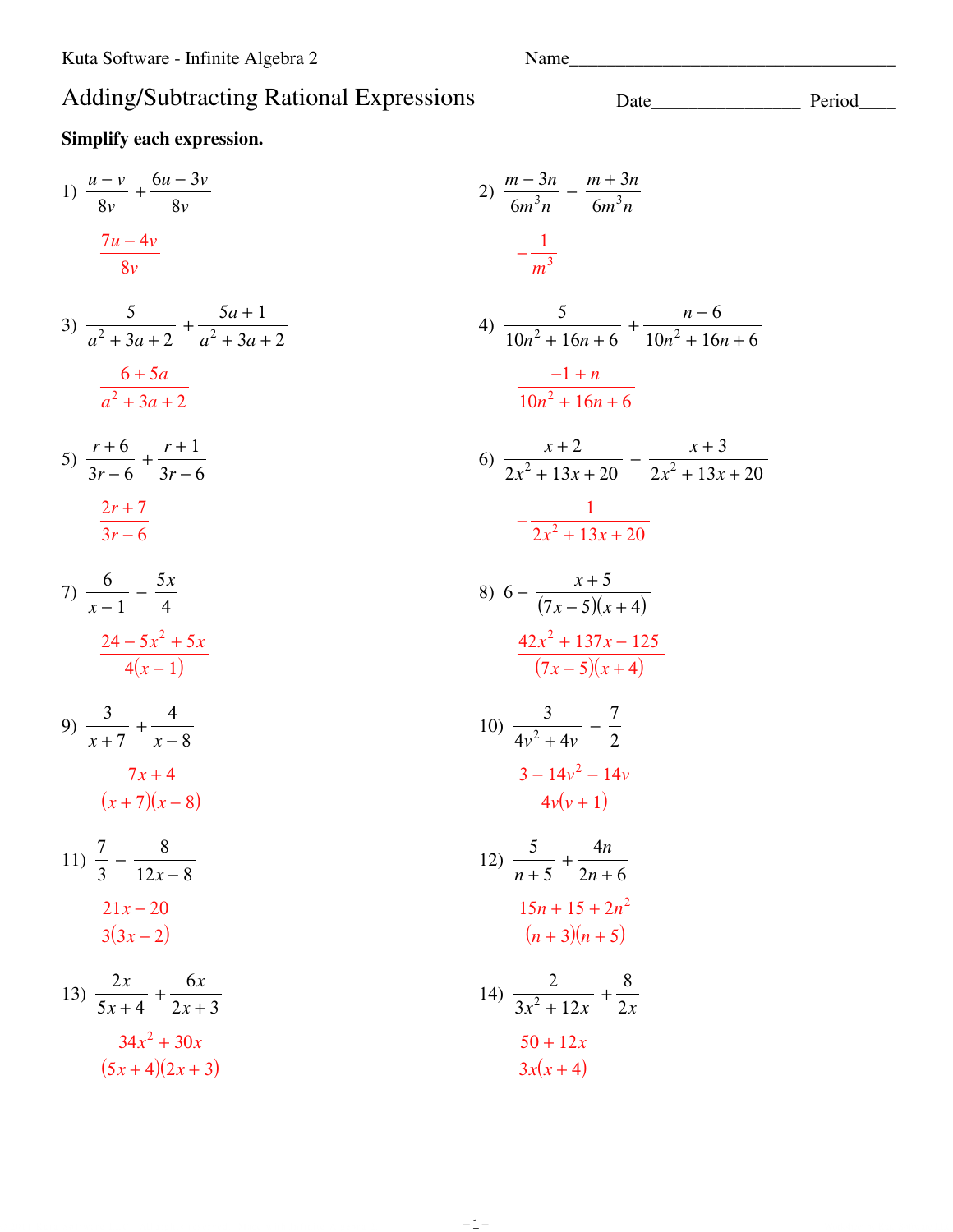Kuta Software - Infinite Algebra 2

Name\_\_\_\_\_\_\_\_\_\_\_\_\_\_\_\_\_\_\_\_\_\_\_\_\_\_\_\_\_\_\_\_\_\_\_

# Adding/Subtracting Rational Expressions

Date\_\_\_\_\_\_\_\_\_\_\_\_\_\_\_\_ Period\_\_\_\_

**Simplify each expression.**

1) $\dfrac{u-v}{8v} + \dfrac{6u-3v}{8v}$

$\dfrac{7u-4v}{8v}$

2) $\dfrac{m-3n}{6m^3n} - \dfrac{m+3n}{6m^3n}$

$-\dfrac{1}{m^3}$

3) $\dfrac{5}{a^2+3a+2} + \dfrac{5a+1}{a^2+3a+2}$

$\dfrac{6+5a}{a^2+3a+2}$

4) $\dfrac{5}{10n^2+16n+6} + \dfrac{n-6}{10n^2+16n+6}$

$\dfrac{-1+n}{10n^2+16n+6}$

5) $\dfrac{r+6}{3r-6} + \dfrac{r+1}{3r-6}$

$\dfrac{2r+7}{3r-6}$

6) $\dfrac{x+2}{2x^2+13x+20} - \dfrac{x+3}{2x^2+13x+20}$

$-\dfrac{1}{2x^2+13x+20}$

7) $\dfrac{6}{x-1} - \dfrac{5x}{4}$

$\dfrac{24-5x^2+5x}{4(x-1)}$

8) $6 - \dfrac{x+5}{(7x-5)(x+4)}$

$\dfrac{42x^2+137x-125}{(7x-5)(x+4)}$

9) $\dfrac{3}{x+7} + \dfrac{4}{x-8}$

$\dfrac{7x+4}{(x+7)(x-8)}$

10) $\dfrac{3}{4v^2+4v} - \dfrac{7}{2}$

$\dfrac{3-14v^2-14v}{4v(v+1)}$

11) $\dfrac{7}{3} - \dfrac{8}{12x-8}$

$\dfrac{21x-20}{3(3x-2)}$

12) $\dfrac{5}{n+5} + \dfrac{4n}{2n+6}$

$\dfrac{15n+15+2n^2}{(n+3)(n+5)}$

13) $\dfrac{2x}{5x+4} + \dfrac{6x}{2x+3}$

$\dfrac{34x^2+30x}{(5x+4)(2x+3)}$

14) $\dfrac{2}{3x^2+12x} + \dfrac{8}{2x}$

$\dfrac{50+12x}{3x(x+4)}$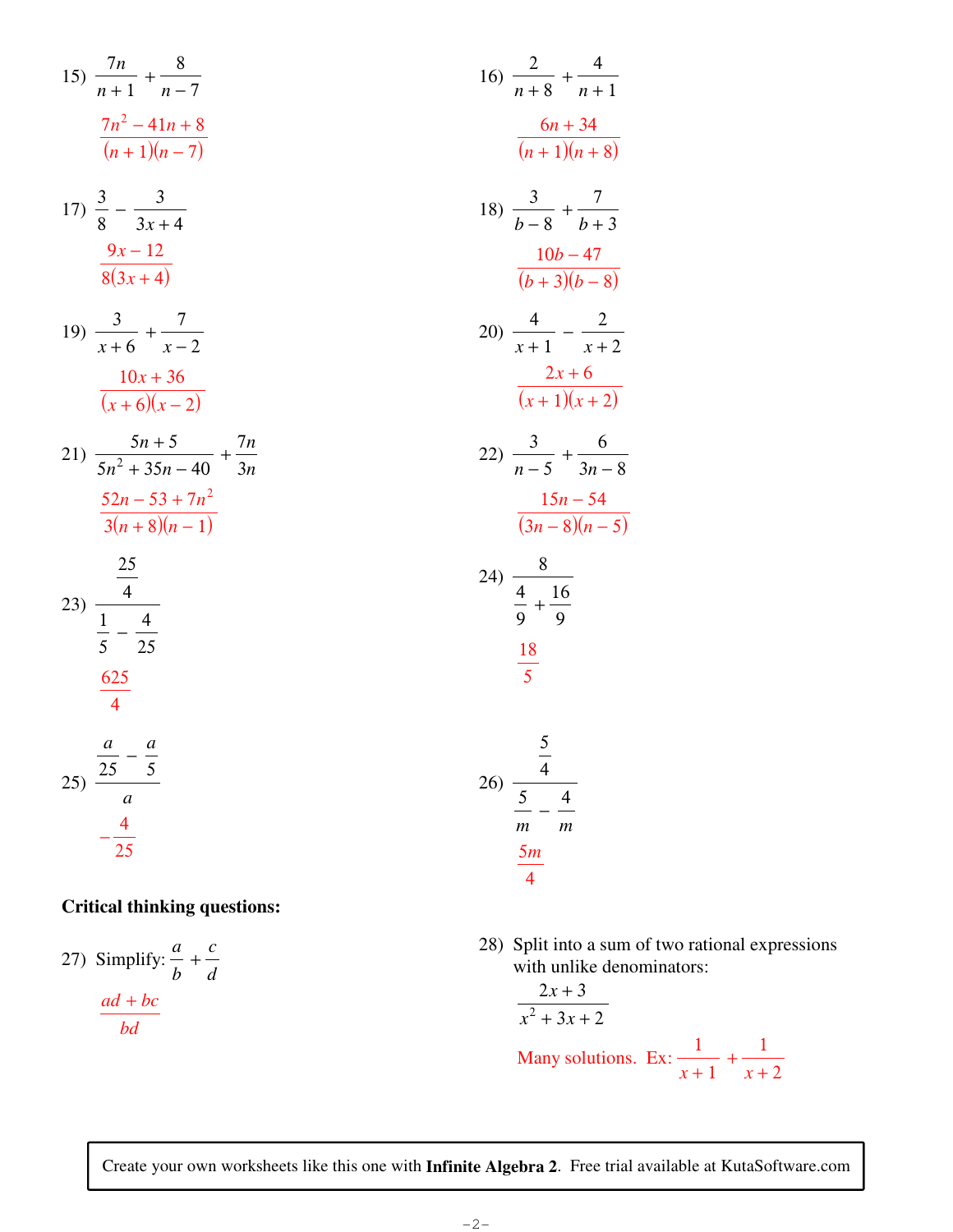15) $\dfrac{7n}{n+1} + \dfrac{8}{n-7}$

$\dfrac{7n^2 - 41n + 8}{(n+1)(n-7)}$

16) $\dfrac{2}{n+8} + \dfrac{4}{n+1}$

$\dfrac{6n + 34}{(n+1)(n+8)}$

17) $\dfrac{3}{8} - \dfrac{3}{3x+4}$

$\dfrac{9x - 12}{8(3x+4)}$

18) $\dfrac{3}{b-8} + \dfrac{7}{b+3}$

$\dfrac{10b - 47}{(b+3)(b-8)}$

19) $\dfrac{3}{x+6} + \dfrac{7}{x-2}$

$\dfrac{10x + 36}{(x+6)(x-2)}$

20) $\dfrac{4}{x+1} - \dfrac{2}{x+2}$

$\dfrac{2x + 6}{(x+1)(x+2)}$

21) $\dfrac{5n+5}{5n^2 + 35n - 40} + \dfrac{7n}{3n}$

$\dfrac{52n - 53 + 7n^2}{3(n+8)(n-1)}$

22) $\dfrac{3}{n-5} + \dfrac{6}{3n-8}$

$\dfrac{15n - 54}{(3n-8)(n-5)}$

23) $\dfrac{\frac{25}{4}}{\frac{1}{5} - \frac{4}{25}}$

$\dfrac{625}{4}$

24) $\dfrac{8}{\frac{4}{9} + \frac{16}{9}}$

$\dfrac{18}{5}$

25) $\dfrac{\frac{a}{25} - \frac{a}{5}}{a}$

$-\dfrac{4}{25}$

26) $\dfrac{\frac{5}{4}}{\frac{5}{m} - \frac{4}{m}}$

$\dfrac{5m}{4}$

**Critical thinking questions:**

27) Simplify: $\dfrac{a}{b} + \dfrac{c}{d}$

$\dfrac{ad + bc}{bd}$

28) Split into a sum of two rational expressions with unlike denominators:

$\dfrac{2x+3}{x^2 + 3x + 2}$

Many solutions. Ex: $\dfrac{1}{x+1} + \dfrac{1}{x+2}$

Create your own worksheets like this one with **Infinite Algebra 2**. Free trial available at KutaSoftware.com